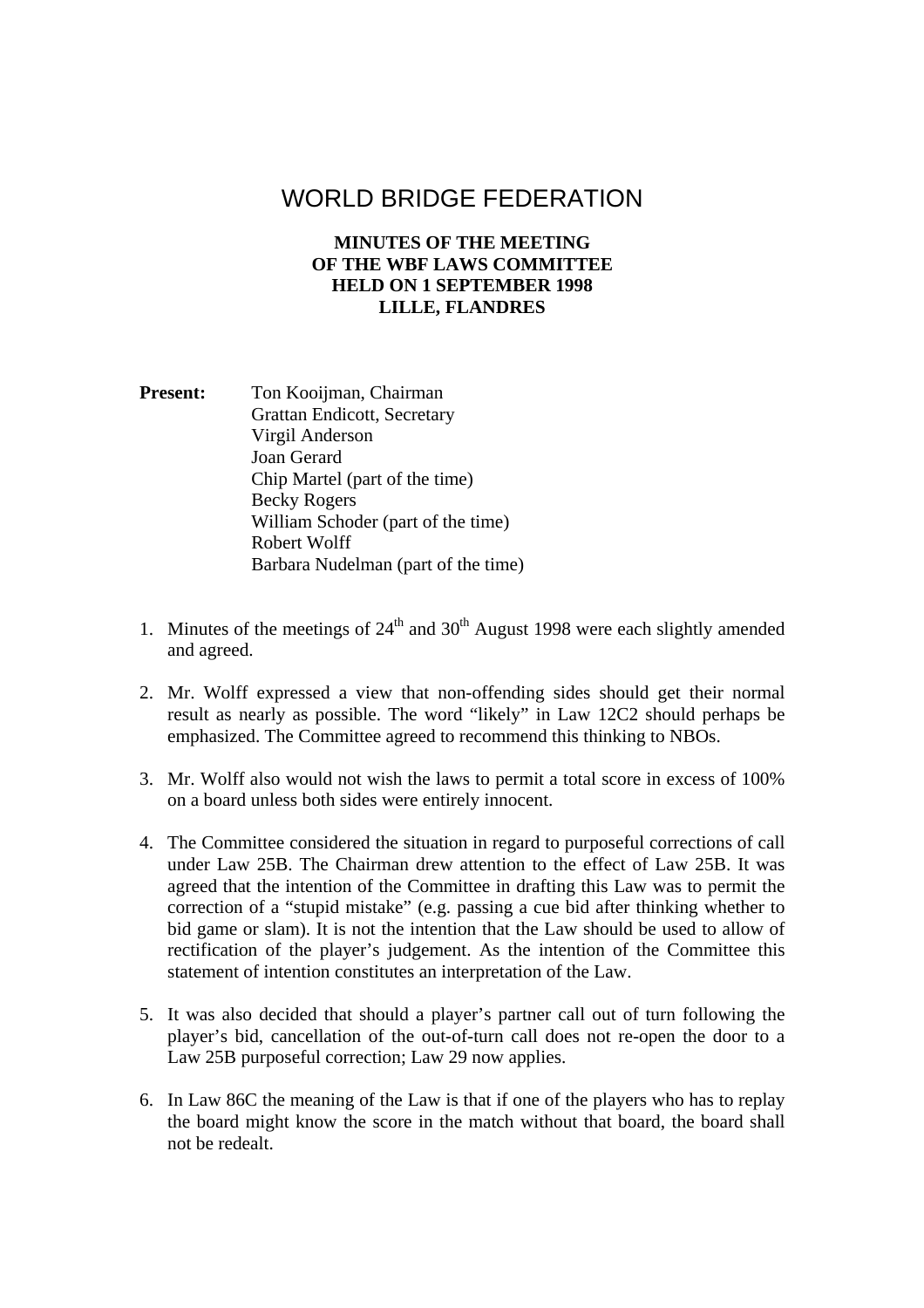# WORLD BRIDGE FEDERATION

**MINUTES OF THE MEETING OF THE WBF LAWS COMMITTEE HELD ON 1 SEPTEMBER 1998 LILLE, FLANDRES**

**Present:**
Ton Kooijman, Chairman
Grattan Endicott, Secretary
Virgil Anderson
Joan Gerard
Chip Martel (part of the time)
Becky Rogers
William Schoder (part of the time)
Robert Wolff
Barbara Nudelman (part of the time)

1. Minutes of the meetings of 24th and 30th August 1998 were each slightly amended and agreed.

2. Mr. Wolff expressed a view that non-offending sides should get their normal result as nearly as possible. The word "likely" in Law 12C2 should perhaps be emphasized. The Committee agreed to recommend this thinking to NBOs.

3. Mr. Wolff also would not wish the laws to permit a total score in excess of 100% on a board unless both sides were entirely innocent.

4. The Committee considered the situation in regard to purposeful corrections of call under Law 25B. The Chairman drew attention to the effect of Law 25B. It was agreed that the intention of the Committee in drafting this Law was to permit the correction of a "stupid mistake" (e.g. passing a cue bid after thinking whether to bid game or slam). It is not the intention that the Law should be used to allow of rectification of the player's judgement. As the intention of the Committee this statement of intention constitutes an interpretation of the Law.

5. It was also decided that should a player's partner call out of turn following the player's bid, cancellation of the out-of-turn call does not re-open the door to a Law 25B purposeful correction; Law 29 now applies.

6. In Law 86C the meaning of the Law is that if one of the players who has to replay the board might know the score in the match without that board, the board shall not be redealt.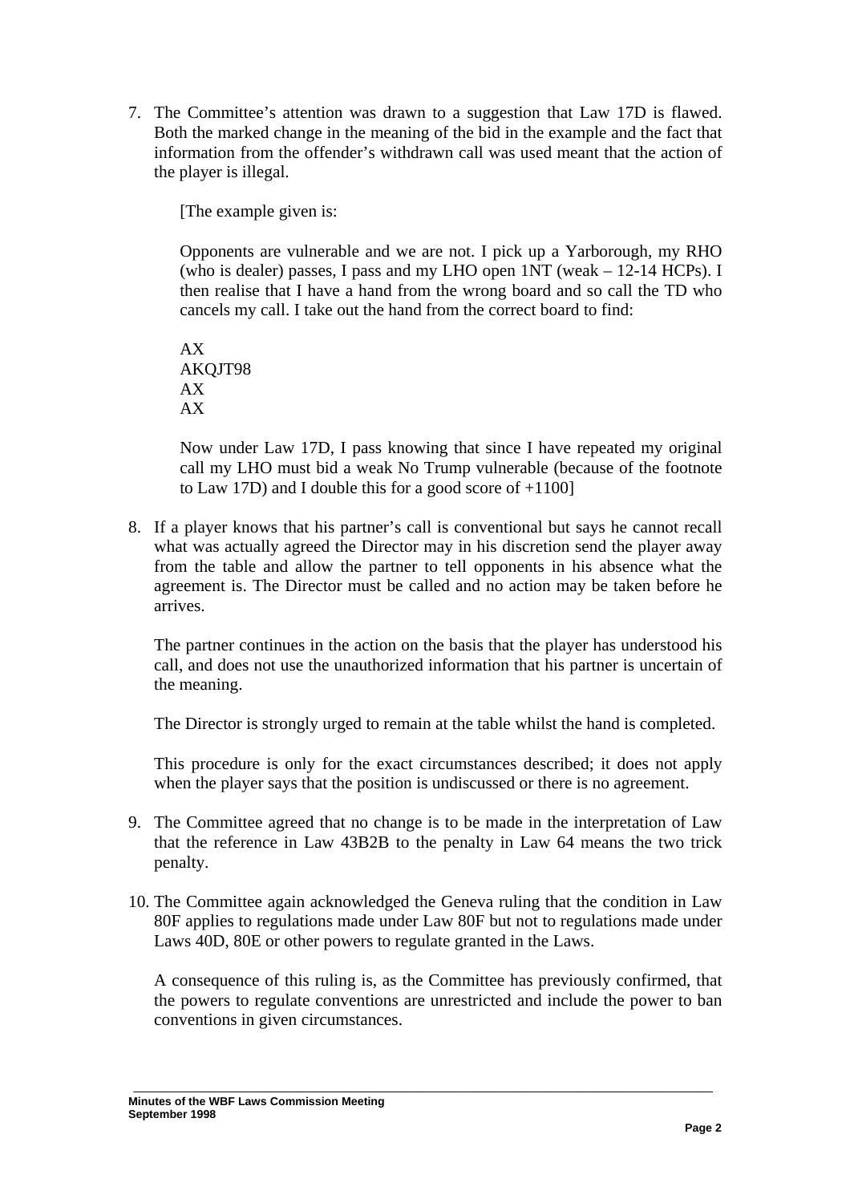7. The Committee's attention was drawn to a suggestion that Law 17D is flawed. Both the marked change in the meaning of the bid in the example and the fact that information from the offender's withdrawn call was used meant that the action of the player is illegal.

   [The example given is:

   Opponents are vulnerable and we are not. I pick up a Yarborough, my RHO (who is dealer) passes, I pass and my LHO open 1NT (weak – 12-14 HCPs). I then realise that I have a hand from the wrong board and so call the TD who cancels my call. I take out the hand from the correct board to find:

   AX
   AKQJT98
   AX
   AX

   Now under Law 17D, I pass knowing that since I have repeated my original call my LHO must bid a weak No Trump vulnerable (because of the footnote to Law 17D) and I double this for a good score of +1100]

8. If a player knows that his partner's call is conventional but says he cannot recall what was actually agreed the Director may in his discretion send the player away from the table and allow the partner to tell opponents in his absence what the agreement is. The Director must be called and no action may be taken before he arrives.

   The partner continues in the action on the basis that the player has understood his call, and does not use the unauthorized information that his partner is uncertain of the meaning.

   The Director is strongly urged to remain at the table whilst the hand is completed.

   This procedure is only for the exact circumstances described; it does not apply when the player says that the position is undiscussed or there is no agreement.

9. The Committee agreed that no change is to be made in the interpretation of Law that the reference in Law 43B2B to the penalty in Law 64 means the two trick penalty.

10. The Committee again acknowledged the Geneva ruling that the condition in Law 80F applies to regulations made under Law 80F but not to regulations made under Laws 40D, 80E or other powers to regulate granted in the Laws.

    A consequence of this ruling is, as the Committee has previously confirmed, that the powers to regulate conventions are unrestricted and include the power to ban conventions in given circumstances.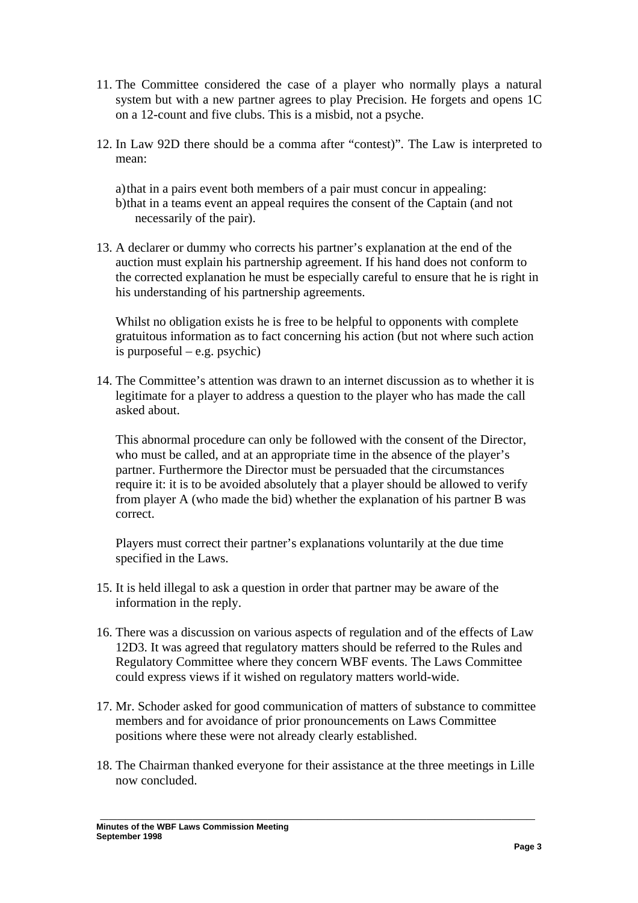11. The Committee considered the case of a player who normally plays a natural system but with a new partner agrees to play Precision. He forgets and opens 1C on a 12-count and five clubs. This is a misbid, not a psyche.

12. In Law 92D there should be a comma after "contest)". The Law is interpreted to mean:

    a) that in a pairs event both members of a pair must concur in appealing:
    b) that in a teams event an appeal requires the consent of the Captain (and not necessarily of the pair).

13. A declarer or dummy who corrects his partner's explanation at the end of the auction must explain his partnership agreement. If his hand does not conform to the corrected explanation he must be especially careful to ensure that he is right in his understanding of his partnership agreements.

    Whilst no obligation exists he is free to be helpful to opponents with complete gratuitous information as to fact concerning his action (but not where such action is purposeful – e.g. psychic)

14. The Committee's attention was drawn to an internet discussion as to whether it is legitimate for a player to address a question to the player who has made the call asked about.

    This abnormal procedure can only be followed with the consent of the Director, who must be called, and at an appropriate time in the absence of the player's partner. Furthermore the Director must be persuaded that the circumstances require it: it is to be avoided absolutely that a player should be allowed to verify from player A (who made the bid) whether the explanation of his partner B was correct.

    Players must correct their partner's explanations voluntarily at the due time specified in the Laws.

15. It is held illegal to ask a question in order that partner may be aware of the information in the reply.

16. There was a discussion on various aspects of regulation and of the effects of Law 12D3. It was agreed that regulatory matters should be referred to the Rules and Regulatory Committee where they concern WBF events. The Laws Committee could express views if it wished on regulatory matters world-wide.

17. Mr. Schoder asked for good communication of matters of substance to committee members and for avoidance of prior pronouncements on Laws Committee positions where these were not already clearly established.

18. The Chairman thanked everyone for their assistance at the three meetings in Lille now concluded.